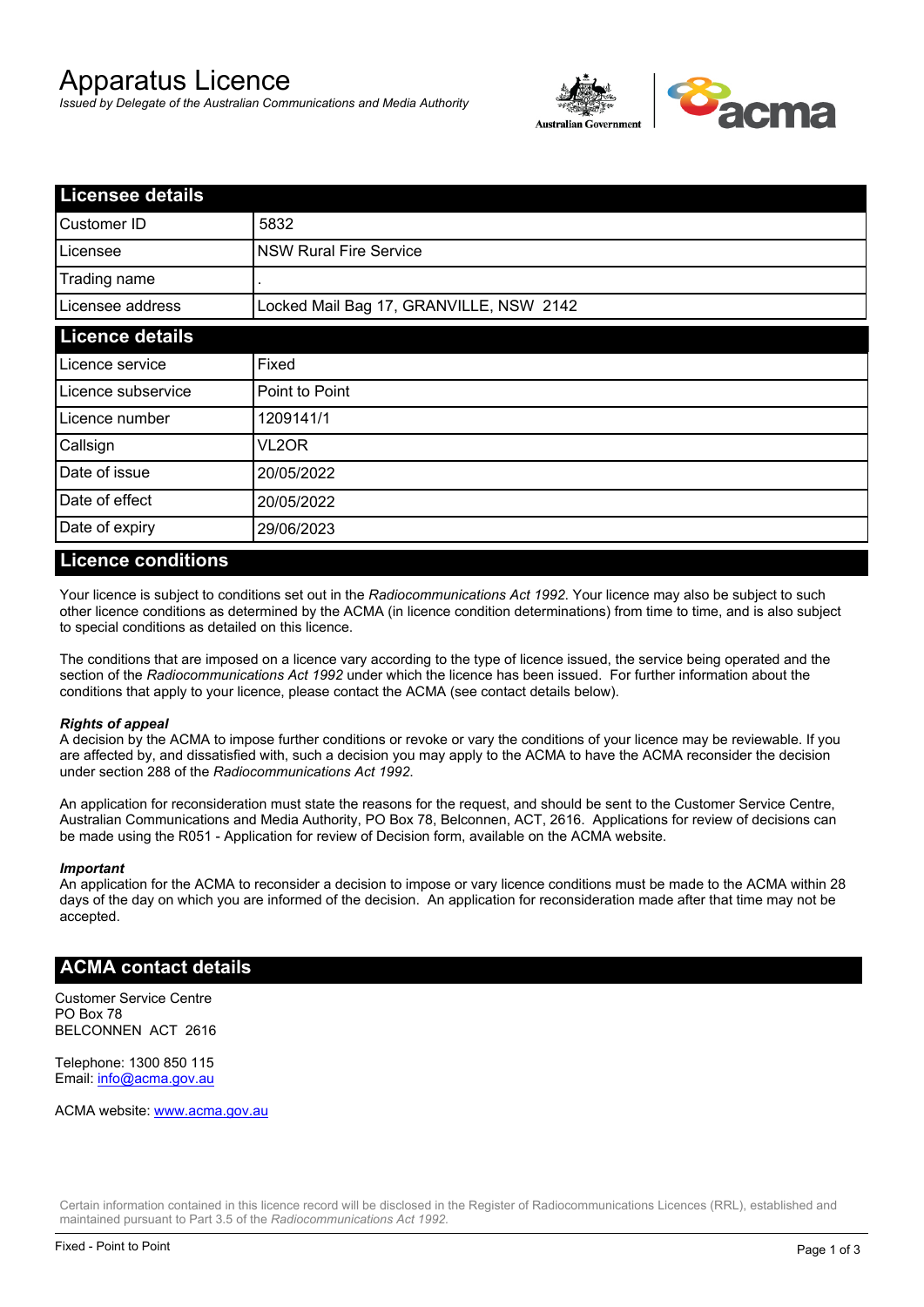# Apparatus Licence

*Issued by Delegate of the Australian Communications and Media Authority*

## Licensee details

| | |
|---|---|
| Customer ID | 5832 |
| Licensee | NSW Rural Fire Service |
| Trading name | . |
| Licensee address | Locked Mail Bag 17, GRANVILLE, NSW 2142 |

## Licence details

| | |
|---|---|
| Licence service | Fixed |
| Licence subservice | Point to Point |
| Licence number | 1209141/1 |
| Callsign | VL2OR |
| Date of issue | 20/05/2022 |
| Date of effect | 20/05/2022 |
| Date of expiry | 29/06/2023 |

## Licence conditions

Your licence is subject to conditions set out in the *Radiocommunications Act 1992*. Your licence may also be subject to such other licence conditions as determined by the ACMA (in licence condition determinations) from time to time, and is also subject to special conditions as detailed on this licence.

The conditions that are imposed on a licence vary according to the type of licence issued, the service being operated and the section of the *Radiocommunications Act 1992* under which the licence has been issued. For further information about the conditions that apply to your licence, please contact the ACMA (see contact details below).

***Rights of appeal***

A decision by the ACMA to impose further conditions or revoke or vary the conditions of your licence may be reviewable. If you are affected by, and dissatisfied with, such a decision you may apply to the ACMA to have the ACMA reconsider the decision under section 288 of the *Radiocommunications Act 1992*.

An application for reconsideration must state the reasons for the request, and should be sent to the Customer Service Centre, Australian Communications and Media Authority, PO Box 78, Belconnen, ACT, 2616. Applications for review of decisions can be made using the R051 - Application for review of Decision form, available on the ACMA website.

***Important***

An application for the ACMA to reconsider a decision to impose or vary licence conditions must be made to the ACMA within 28 days of the day on which you are informed of the decision. An application for reconsideration made after that time may not be accepted.

## ACMA contact details

Customer Service Centre
PO Box 78
BELCONNEN ACT 2616

Telephone: 1300 850 115
Email: info@acma.gov.au

ACMA website: www.acma.gov.au

Certain information contained in this licence record will be disclosed in the Register of Radiocommunications Licences (RRL), established and maintained pursuant to Part 3.5 of the *Radiocommunications Act 1992.*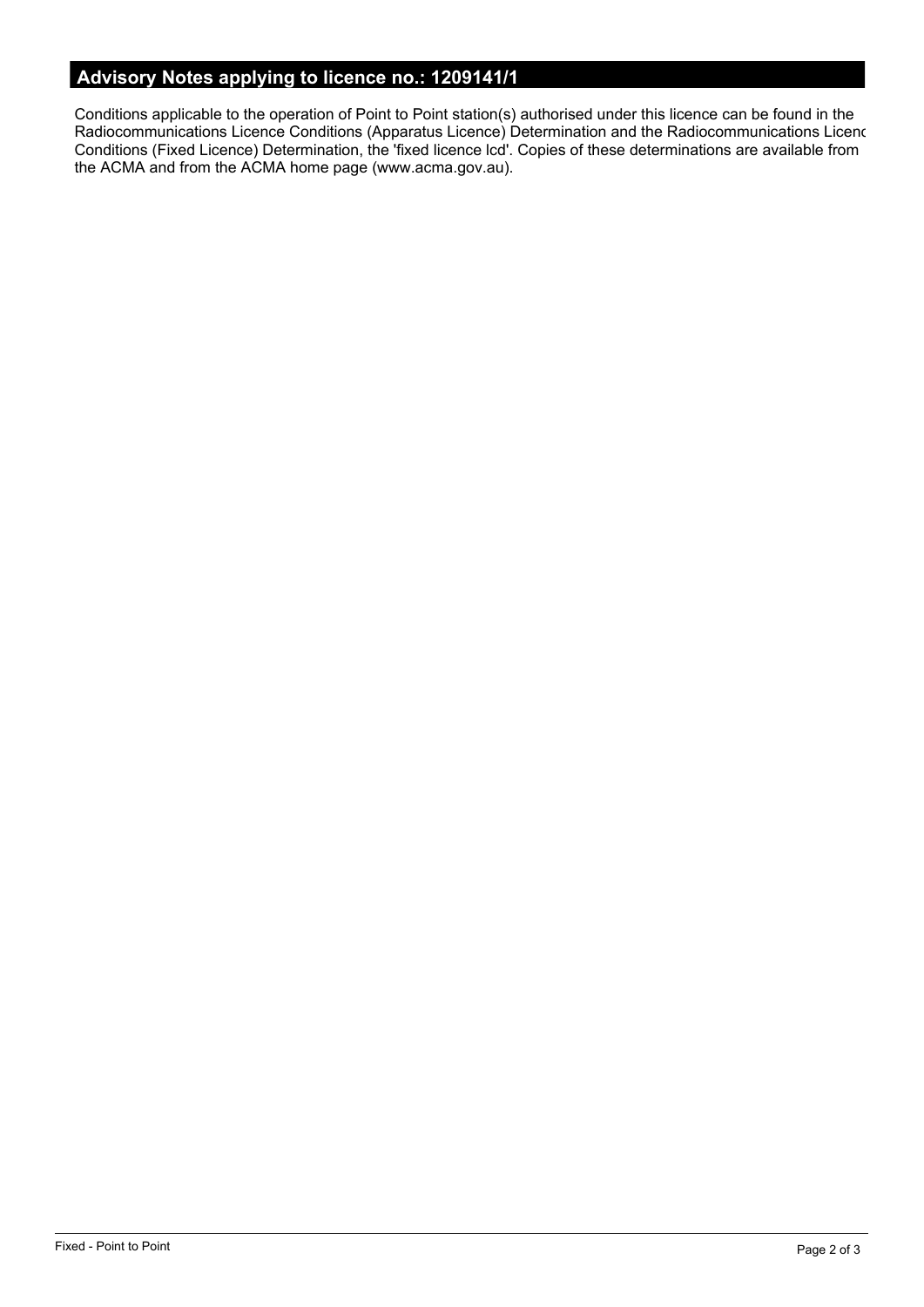## Advisory Notes applying to licence no.: 1209141/1

Conditions applicable to the operation of Point to Point station(s) authorised under this licence can be found in the Radiocommunications Licence Conditions (Apparatus Licence) Determination and the Radiocommunications Licenc Conditions (Fixed Licence) Determination, the 'fixed licence lcd'. Copies of these determinations are available from the ACMA and from the ACMA home page (www.acma.gov.au).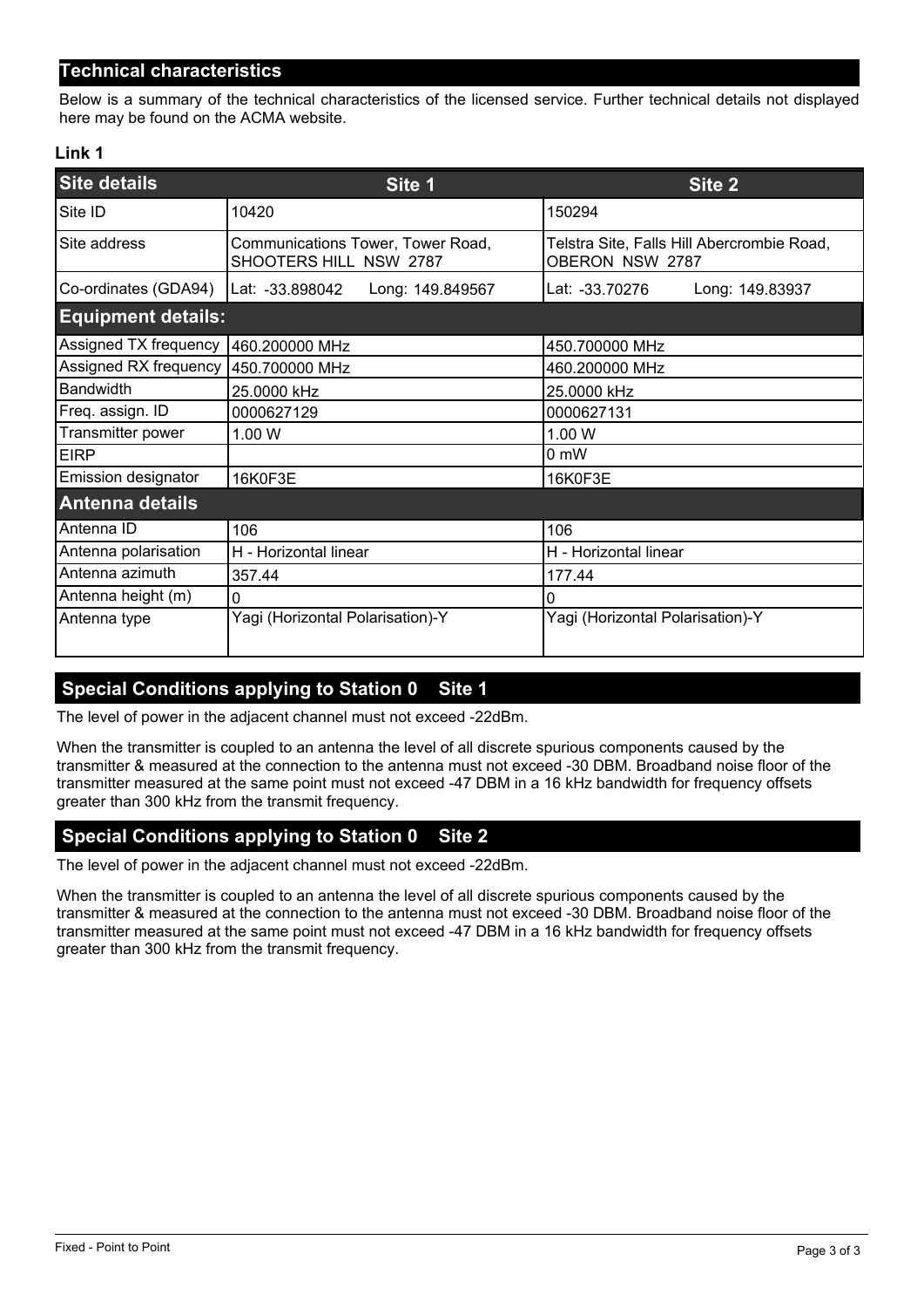## Technical characteristics

Below is a summary of the technical characteristics of the licensed service. Further technical details not displayed here may be found on the ACMA website.

**Link 1**

| Site details | Site 1 | Site 2 |
|---|---|---|
| Site ID | 10420 | 150294 |
| Site address | Communications Tower, Tower Road, SHOOTERS HILL NSW 2787 | Telstra Site, Falls Hill Abercrombie Road, OBERON NSW 2787 |
| Co-ordinates (GDA94) | Lat: -33.898042 Long: 149.849567 | Lat: -33.70276 Long: 149.83937 |
| **Equipment details:** | | |
| Assigned TX frequency | 460.200000 MHz | 450.700000 MHz |
| Assigned RX frequency | 450.700000 MHz | 460.200000 MHz |
| Bandwidth | 25.0000 kHz | 25.0000 kHz |
| Freq. assign. ID | 0000627129 | 0000627131 |
| Transmitter power | 1.00 W | 1.00 W |
| EIRP | | 0 mW |
| Emission designator | 16K0F3E | 16K0F3E |
| **Antenna details** | | |
| Antenna ID | 106 | 106 |
| Antenna polarisation | H - Horizontal linear | H - Horizontal linear |
| Antenna azimuth | 357.44 | 177.44 |
| Antenna height (m) | 0 | 0 |
| Antenna type | Yagi (Horizontal Polarisation)-Y | Yagi (Horizontal Polarisation)-Y |

## Special Conditions applying to Station 0 Site 1

The level of power in the adjacent channel must not exceed -22dBm.

When the transmitter is coupled to an antenna the level of all discrete spurious components caused by the transmitter & measured at the connection to the antenna must not exceed -30 DBM. Broadband noise floor of the transmitter measured at the same point must not exceed -47 DBM in a 16 kHz bandwidth for frequency offsets greater than 300 kHz from the transmit frequency.

## Special Conditions applying to Station 0 Site 2

The level of power in the adjacent channel must not exceed -22dBm.

When the transmitter is coupled to an antenna the level of all discrete spurious components caused by the transmitter & measured at the connection to the antenna must not exceed -30 DBM. Broadband noise floor of the transmitter measured at the same point must not exceed -47 DBM in a 16 kHz bandwidth for frequency offsets greater than 300 kHz from the transmit frequency.

Fixed - Point to Point